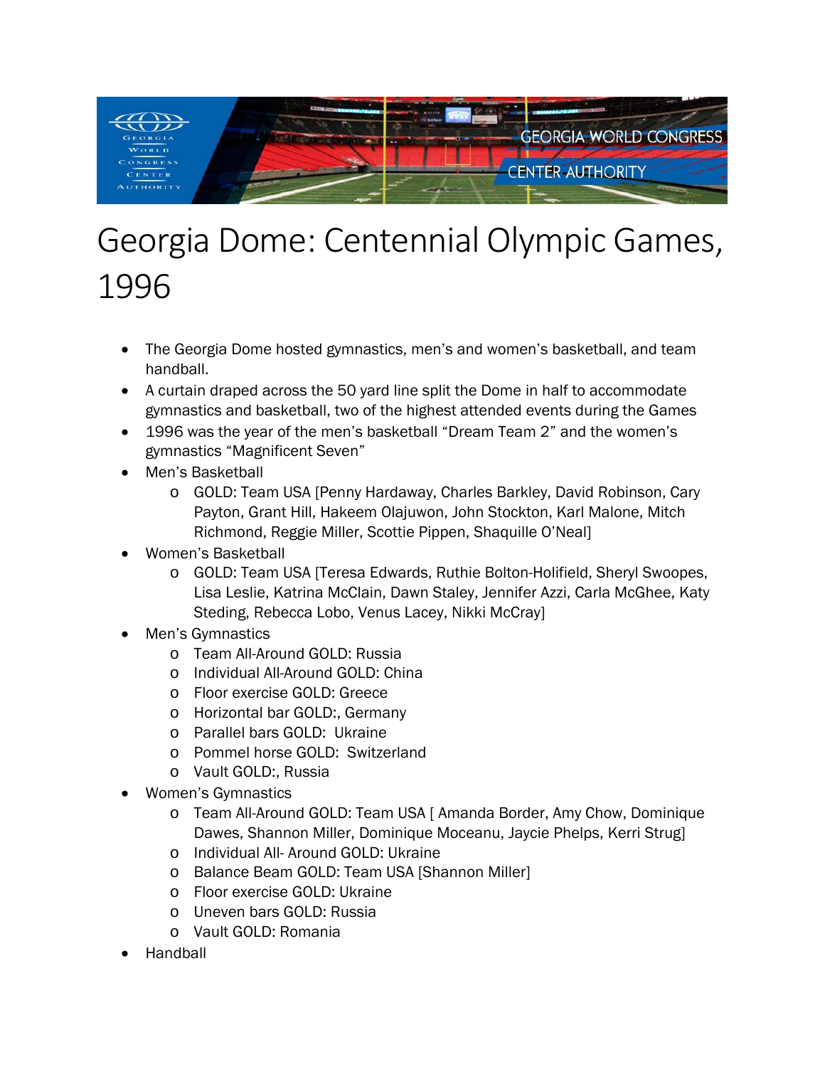# Georgia Dome: Centennial Olympic Games, 1996

- The Georgia Dome hosted gymnastics, men's and women's basketball, and team handball.
- A curtain draped across the 50 yard line split the Dome in half to accommodate gymnastics and basketball, two of the highest attended events during the Games
- 1996 was the year of the men's basketball "Dream Team 2" and the women's gymnastics "Magnificent Seven"
- Men's Basketball
  - GOLD: Team USA [Penny Hardaway, Charles Barkley, David Robinson, Cary Payton, Grant Hill, Hakeem Olajuwon, John Stockton, Karl Malone, Mitch Richmond, Reggie Miller, Scottie Pippen, Shaquille O'Neal]
- Women's Basketball
  - GOLD: Team USA [Teresa Edwards, Ruthie Bolton-Holifield, Sheryl Swoopes, Lisa Leslie, Katrina McClain, Dawn Staley, Jennifer Azzi, Carla McGhee, Katy Steding, Rebecca Lobo, Venus Lacey, Nikki McCray]
- Men's Gymnastics
  - Team All-Around GOLD: Russia
  - Individual All-Around GOLD: China
  - Floor exercise GOLD: Greece
  - Horizontal bar GOLD:, Germany
  - Parallel bars GOLD: Ukraine
  - Pommel horse GOLD: Switzerland
  - Vault GOLD:, Russia
- Women's Gymnastics
  - Team All-Around GOLD: Team USA [ Amanda Border, Amy Chow, Dominique Dawes, Shannon Miller, Dominique Moceanu, Jaycie Phelps, Kerri Strug]
  - Individual All- Around GOLD: Ukraine
  - Balance Beam GOLD: Team USA [Shannon Miller]
  - Floor exercise GOLD: Ukraine
  - Uneven bars GOLD: Russia
  - Vault GOLD: Romania
- Handball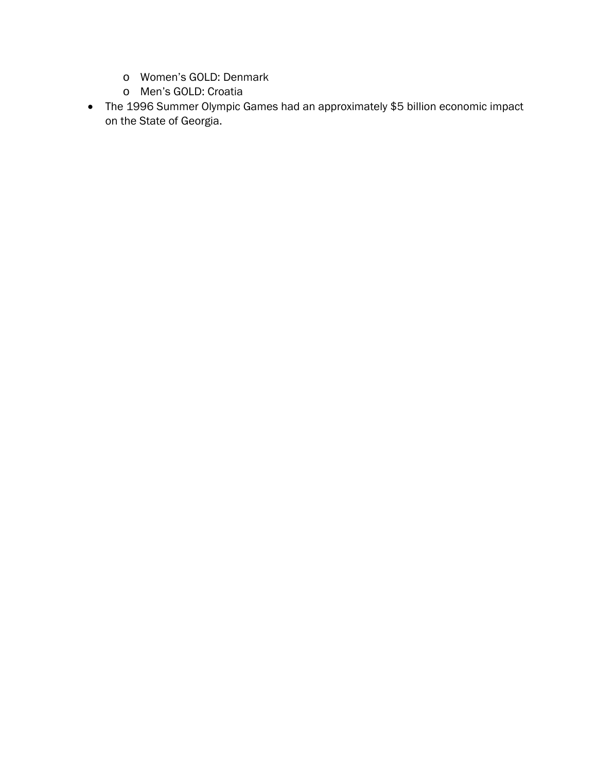- Women’s GOLD: Denmark
  - Men’s GOLD: Croatia
- The 1996 Summer Olympic Games had an approximately $5 billion economic impact on the State of Georgia.